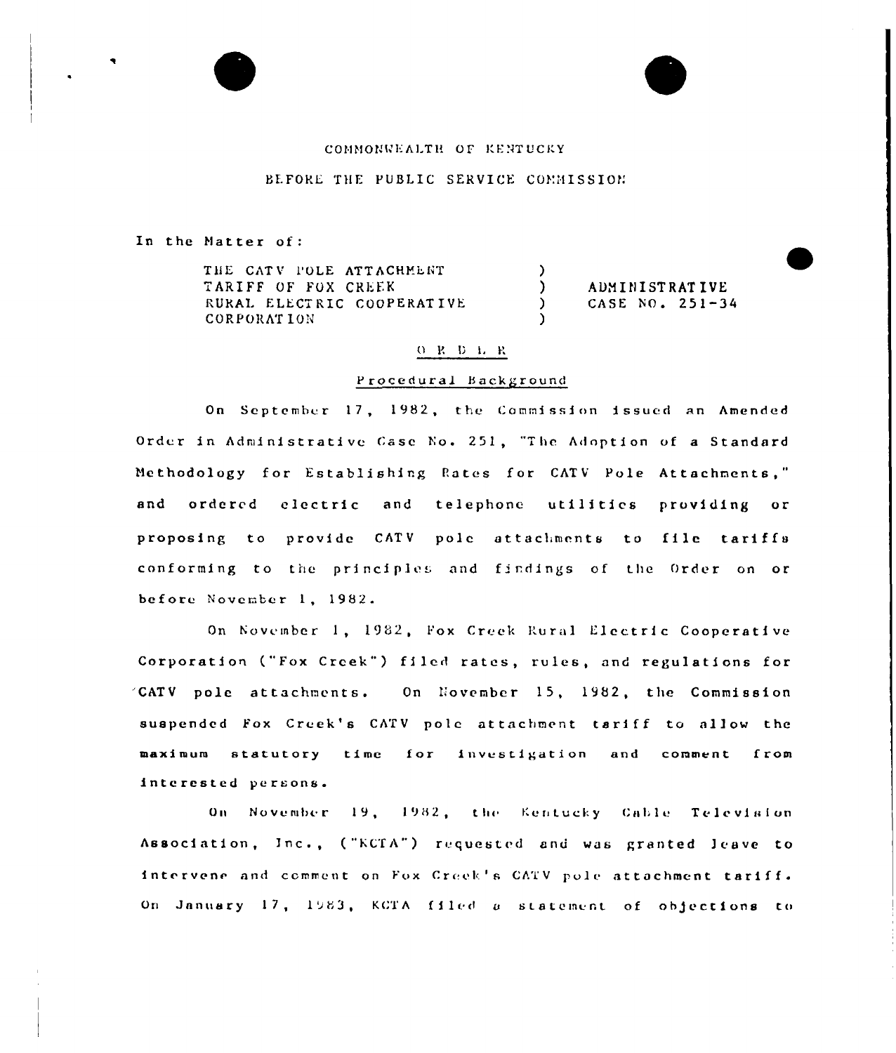COMMONWEALTH OF KENTUCKY

BEFORE THE PUBLIC SERVICE COMMISSION

In the Matter of:

| | | |
|---|---|---|
| THE CATV POLE ATTACHMENT TARIFF OF FOX CREEK RURAL ELECTRIC COOPERATIVE CORPORATION | ) | ADMINISTRATIVE CASE NO. 251-34 |

## O R D E R

### Procedural Background

On September 17, 1982, the Commission issued an Amended Order in Administrative Case No. 251, "The Adoption of a Standard Methodology for Establishing Rates for CATV Pole Attachments," and ordered electric and telephone utilities providing or proposing to provide CATV pole attachments to file tariffs conforming to the principles and findings of the Order on or before November 1, 1982.

On November 1, 1982, Fox Creek Rural Electric Cooperative Corporation ("Fox Creek") filed rates, rules, and regulations for CATV pole attachments. On November 15, 1982, the Commission suspended Fox Creek's CATV pole attachment tariff to allow the maximum statutory time for investigation and comment from interested persons.

On November 19, 1982, the Kentucky Cable Television Association, Inc., ("KCTA") requested and was granted leave to intervene and comment on Fox Creek's CATV pole attachment tariff. On January 17, 1983, KCTA filed a statement of objections to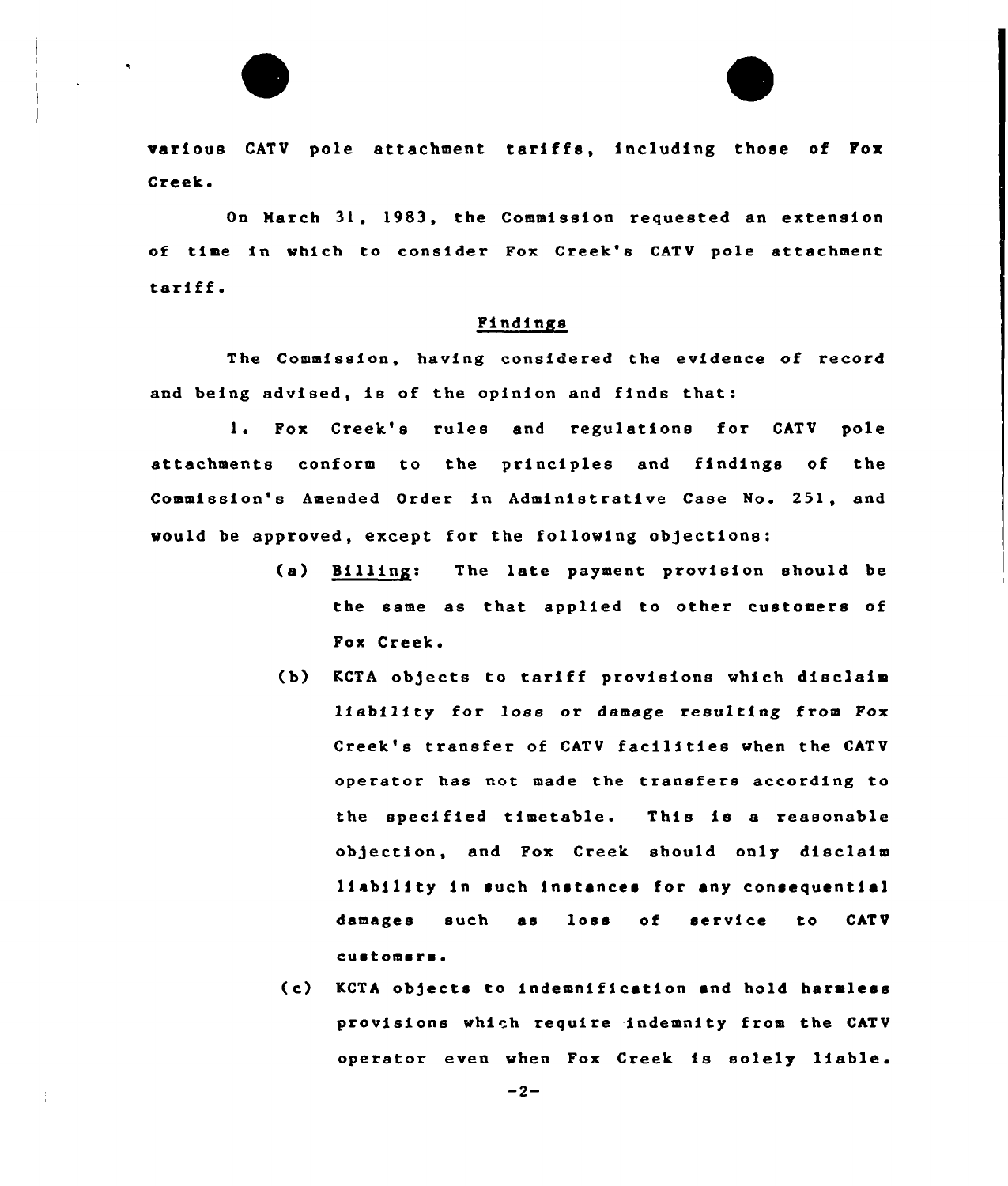various CATV pole attachment tariffs, including those of Fox Creek.

On March 31, 1983, the Commission requested an extension of time in which to consider Fox Creek's CATV pole attachment tariff.

## Findings

The Commission, having considered the evidence of record and being advised, is of the opinion and finds that:

1. Fox Creek's rules and regulations for CATV pole attachments conform to the principles and findings of the Commission's Amended Order in Administrative Case No. 251, and would be approved, except for the following objections:

   (a) Billing: The late payment provision should be the same as that applied to other customers of Fox Creek.

   (b) KCTA objects to tariff provisions which disclaim liability for loss or damage resulting from Fox Creek's transfer of CATV facilities when the CATV operator has not made the transfers according to the specified timetable. This is a reasonable objection, and Fox Creek should only disclaim liability in such instances for any consequential damages such as loss of service to CATV customers.

   (c) KCTA objects to indemnification and hold harmless provisions which require indemnity from the CATV operator even when Fox Creek is solely liable.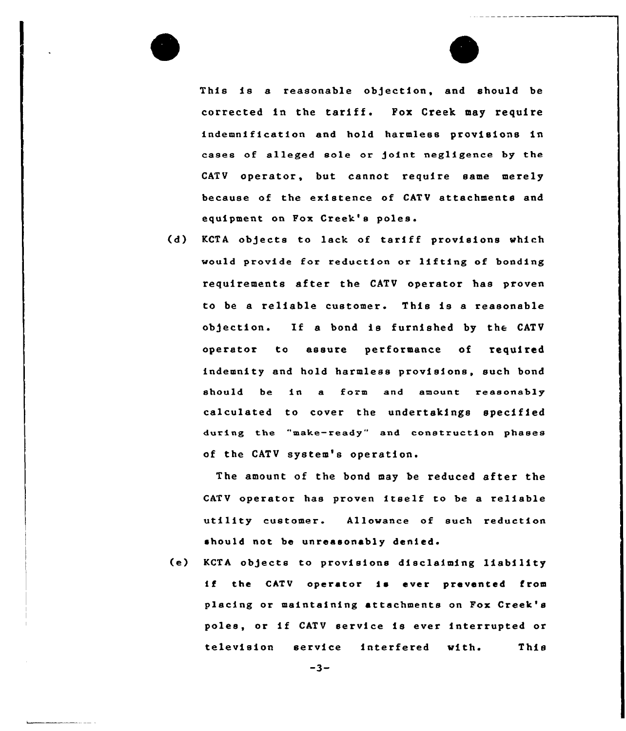This is a reasonable objection, and should be corrected in the tariff. Fox Creek may require indemnification and hold harmless provisions in cases of alleged sole or joint negligence by the CATV operator, but cannot require same merely because of the existence of CATV attachments and equipment on Fox Creek's poles.

(d) KCTA objects to lack of tariff provisions which would provide for reduction or lifting of bonding requirements after the CATV operator has proven to be a reliable customer. This is a reasonable objection. If a bond is furnished by the CATV operator to assure performance of required indemnity and hold harmless provisions, such bond should be in a form and amount reasonably calculated to cover the undertakings specified during the "make-ready" and construction phases of the CATV system's operation.

The amount of the bond may be reduced after the CATV operator has proven itself to be a reliable utility customer. Allowance of such reduction should not be unreasonably denied.

(e) KCTA objects to provisions disclaiming liability if the CATV operator is ever prevented from placing or maintaining attachments on Fox Creek's poles, or if CATV service is ever interrupted or television service interfered with. This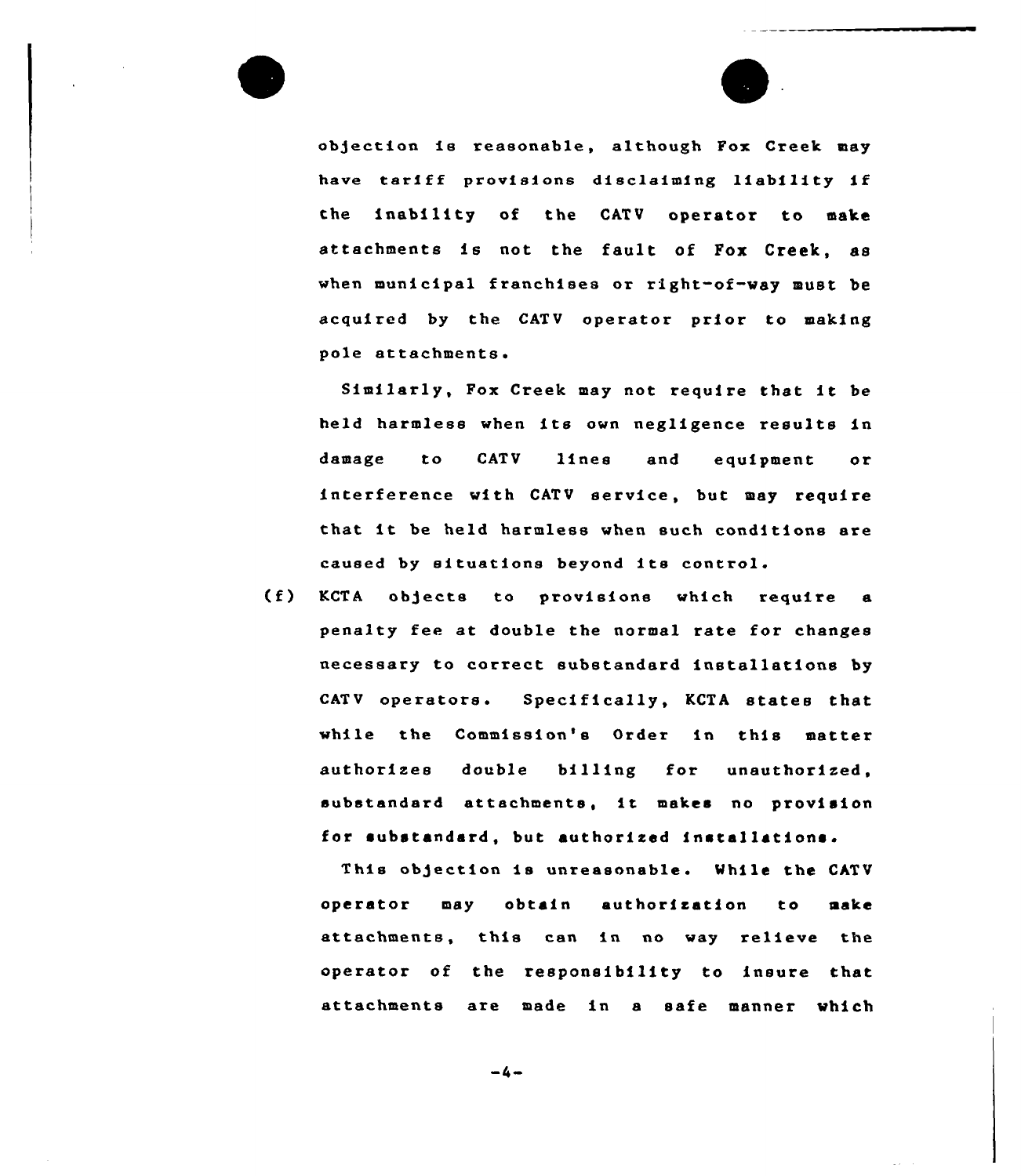objection is reasonable, although Fox Creek may have tariff provisions disclaiming liability if the inability of the CATV operator to make attachments is not the fault of Fox Creek, as when municipal franchises or right-of-way must be acquired by the CATV operator prior to making pole attachments.

Similarly, Fox Creek may not require that it be held harmless when its own negligence results in damage to CATV lines and equipment or interference with CATV service, but may require that it be held harmless when such conditions are caused by situations beyond its control.

(f) KCTA objects to provisions which require a penalty fee at double the normal rate for changes necessary to correct substandard installations by CATV operators. Specifically, KCTA states that while the Commission's Order in this matter authorizes double billing for unauthorized, substandard attachments, it makes no provision for substandard, but authorized installations.

This objection is unreasonable. While the CATV operator may obtain authorization to make attachments, this can in no way relieve the operator of the responsibility to insure that attachments are made in a safe manner which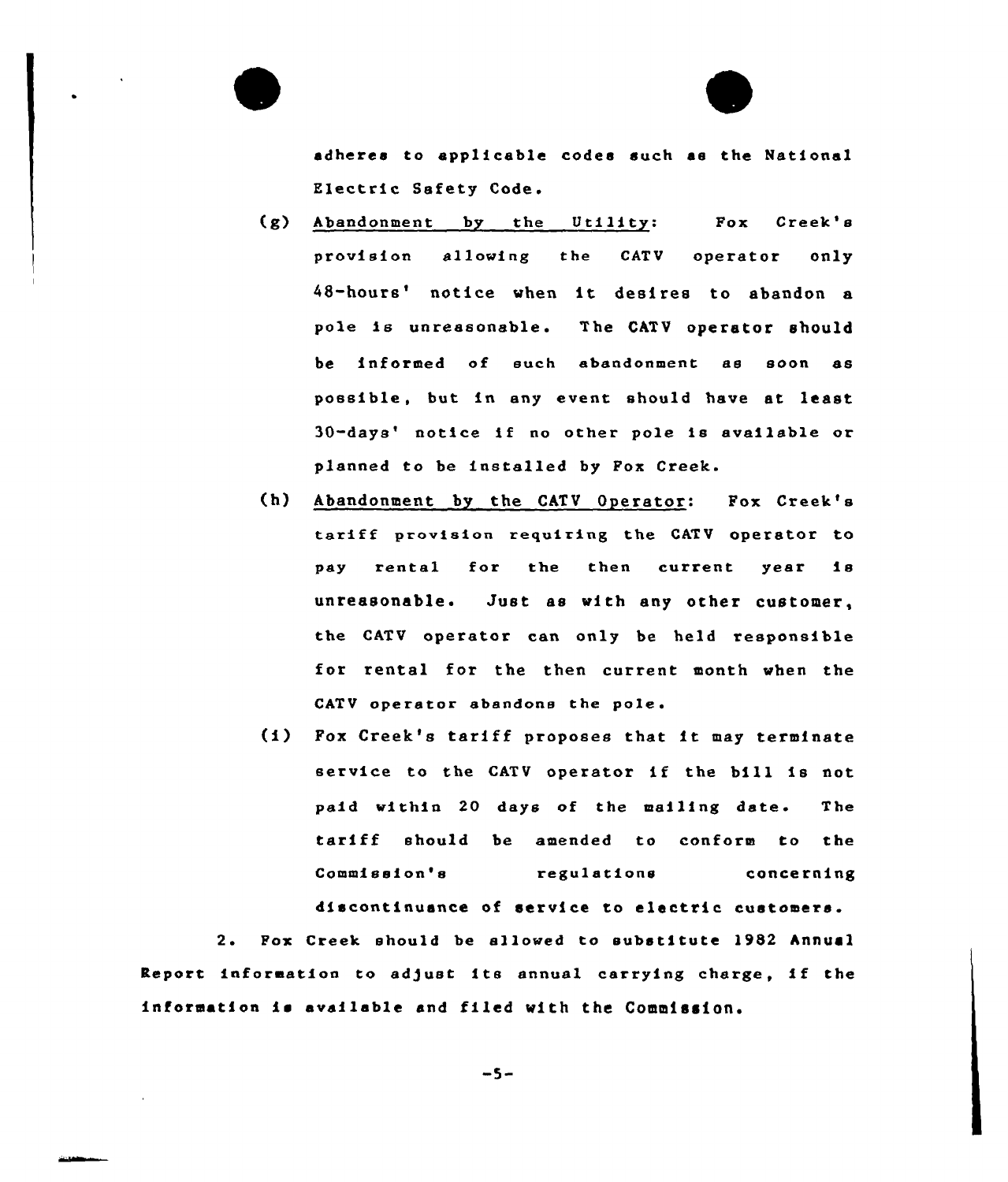adheres to applicable codes such as the National Electric Safety Code.

(g) Abandonment by the Utility: Fox Creek's provision allowing the CATV operator only 48-hours' notice when it desires to abandon a pole is unreasonable. The CATV operator should be informed of such abandonment as soon as possible, but in any event should have at least 30-days' notice if no other pole is available or planned to be installed by Fox Creek.

(h) Abandonment by the CATV Operator: Fox Creek's tariff provision requiring the CATV operator to pay rental for the then current year is unreasonable. Just as with any other customer, the CATV operator can only be held responsible for rental for the then current month when the CATV operator abandons the pole.

(i) Fox Creek's tariff proposes that it may terminate service to the CATV operator if the bill is not paid within 20 days of the mailing date. The tariff should be amended to conform to the Commission's regulations concerning discontinuance of service to electric customers.

2. Fox Creek should be allowed to substitute 1982 Annual Report information to adjust its annual carrying charge, if the information is available and filed with the Commission.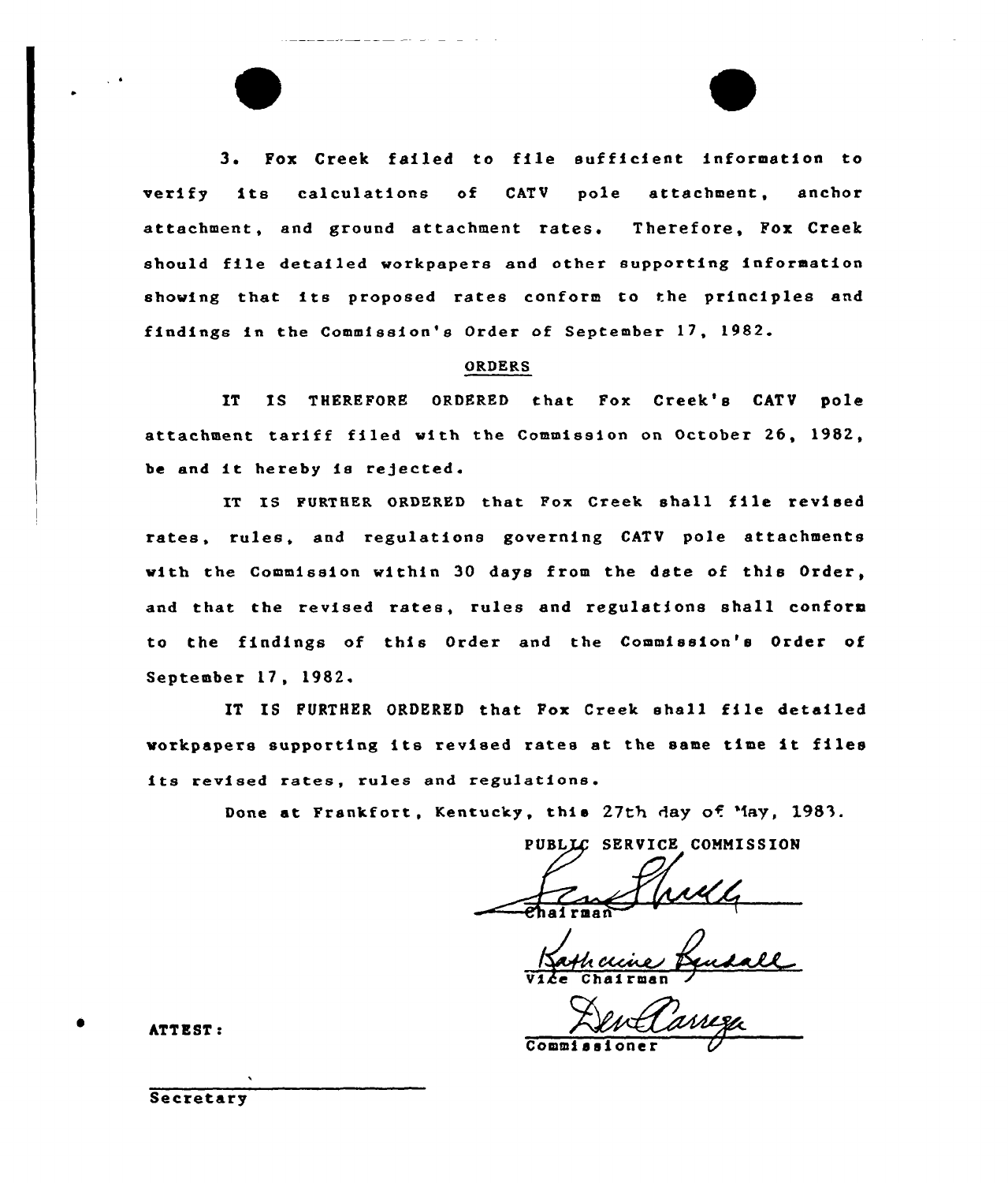3. Fox Creek failed to file sufficient information to verify its calculations of CATV pole attachment, anchor attachment, and ground attachment rates. Therefore, Fox Creek should file detailed workpapers and other supporting information showing that its proposed rates conform to the principles and findings in the Commission's Order of September 17, 1982.

## ORDERS

IT IS THEREFORE ORDERED that Fox Creek's CATV pole attachment tariff filed with the Commission on October 26, 1982, be and it hereby is rejected.

IT IS FURTHER ORDERED that Fox Creek shall file revised rates, rules, and regulations governing CATV pole attachments with the Commission within 30 days from the date of this Order, and that the revised rates, rules and regulations shall conform to the findings of this Order and the Commission's Order of September 17, 1982.

IT IS FURTHER ORDERED that Fox Creek shall file detailed workpapers supporting its revised rates at the same time it files its revised rates, rules and regulations.

Done at Frankfort, Kentucky, this 27th day of May, 1983.

PUBLIC SERVICE COMMISSION

Chairman

Vice Chairman

Commissioner

ATTEST:

Secretary